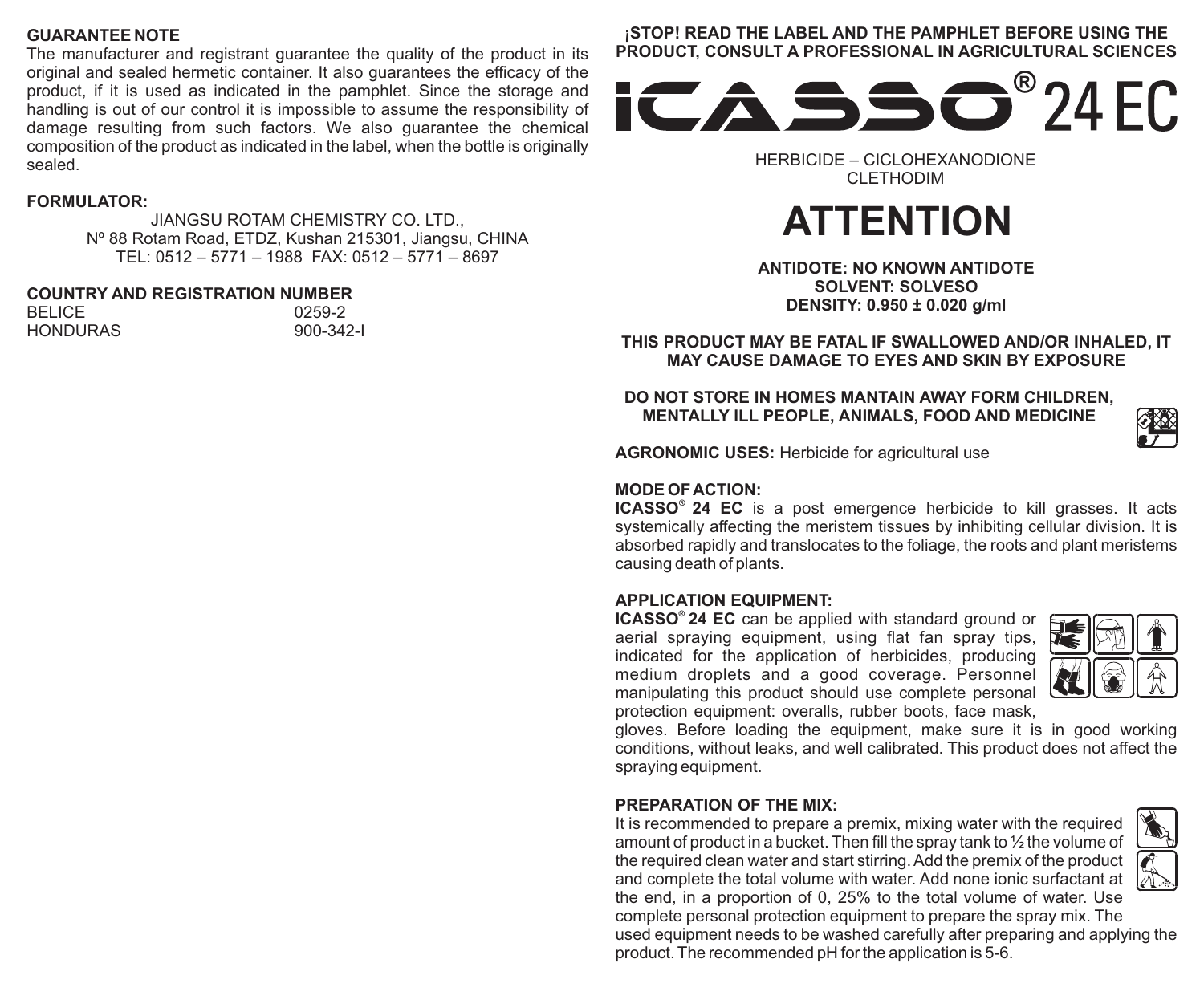## GUARANTEE NOTE

The manufacturer and registrant guarantee the quality of the product in its original and sealed hermetic container. It also guarantees the efficacy of the product, if it is used as indicated in the pamphlet. Since the storage and handling is out of our control it is impossible to assume the responsibility of damage resulting from such factors. We also guarantee the chemical composition of the product as indicated in the label, when the bottle is originally sealed.

## FORMULATOR:

JIANGSU ROTAM CHEMISTRY CO. LTD.,
Nº 88 Rotam Road, ETDZ, Kushan 215301, Jiangsu, CHINA
TEL: 0512 – 5771 – 1988 FAX: 0512 – 5771 – 8697

## COUNTRY AND REGISTRATION NUMBER

| | |
|---|---|
| BELICE | 0259-2 |
| HONDURAS | 900-342-I |

**¡STOP! READ THE LABEL AND THE PAMPHLET BEFORE USING THE PRODUCT, CONSULT A PROFESSIONAL IN AGRICULTURAL SCIENCES**

# ICASSO® 24 EC

HERBICIDE – CICLOHEXANODIONE
CLETHODIM

# ATTENTION

**ANTIDOTE: NO KNOWN ANTIDOTE**
**SOLVENT: SOLVESO**
**DENSITY: 0.950 ± 0.020 g/ml**

**THIS PRODUCT MAY BE FATAL IF SWALLOWED AND/OR INHALED, IT MAY CAUSE DAMAGE TO EYES AND SKIN BY EXPOSURE**

**DO NOT STORE IN HOMES MANTAIN AWAY FORM CHILDREN, MENTALLY ILL PEOPLE, ANIMALS, FOOD AND MEDICINE**

**AGRONOMIC USES:** Herbicide for agricultural use

## MODE OF ACTION:

**ICASSO® 24 EC** is a post emergence herbicide to kill grasses. It acts systemically affecting the meristem tissues by inhibiting cellular division. It is absorbed rapidly and translocates to the foliage, the roots and plant meristems causing death of plants.

## APPLICATION EQUIPMENT:

**ICASSO® 24 EC** can be applied with standard ground or aerial spraying equipment, using flat fan spray tips, indicated for the application of herbicides, producing medium droplets and a good coverage. Personnel manipulating this product should use complete personal protection equipment: overalls, rubber boots, face mask, gloves. Before loading the equipment, make sure it is in good working conditions, without leaks, and well calibrated. This product does not affect the spraying equipment.

## PREPARATION OF THE MIX:

It is recommended to prepare a premix, mixing water with the required amount of product in a bucket. Then fill the spray tank to ½ the volume of the required clean water and start stirring. Add the premix of the product and complete the total volume with water. Add none ionic surfactant at the end, in a proportion of 0, 25% to the total volume of water. Use complete personal protection equipment to prepare the spray mix. The used equipment needs to be washed carefully after preparing and applying the product. The recommended pH for the application is 5-6.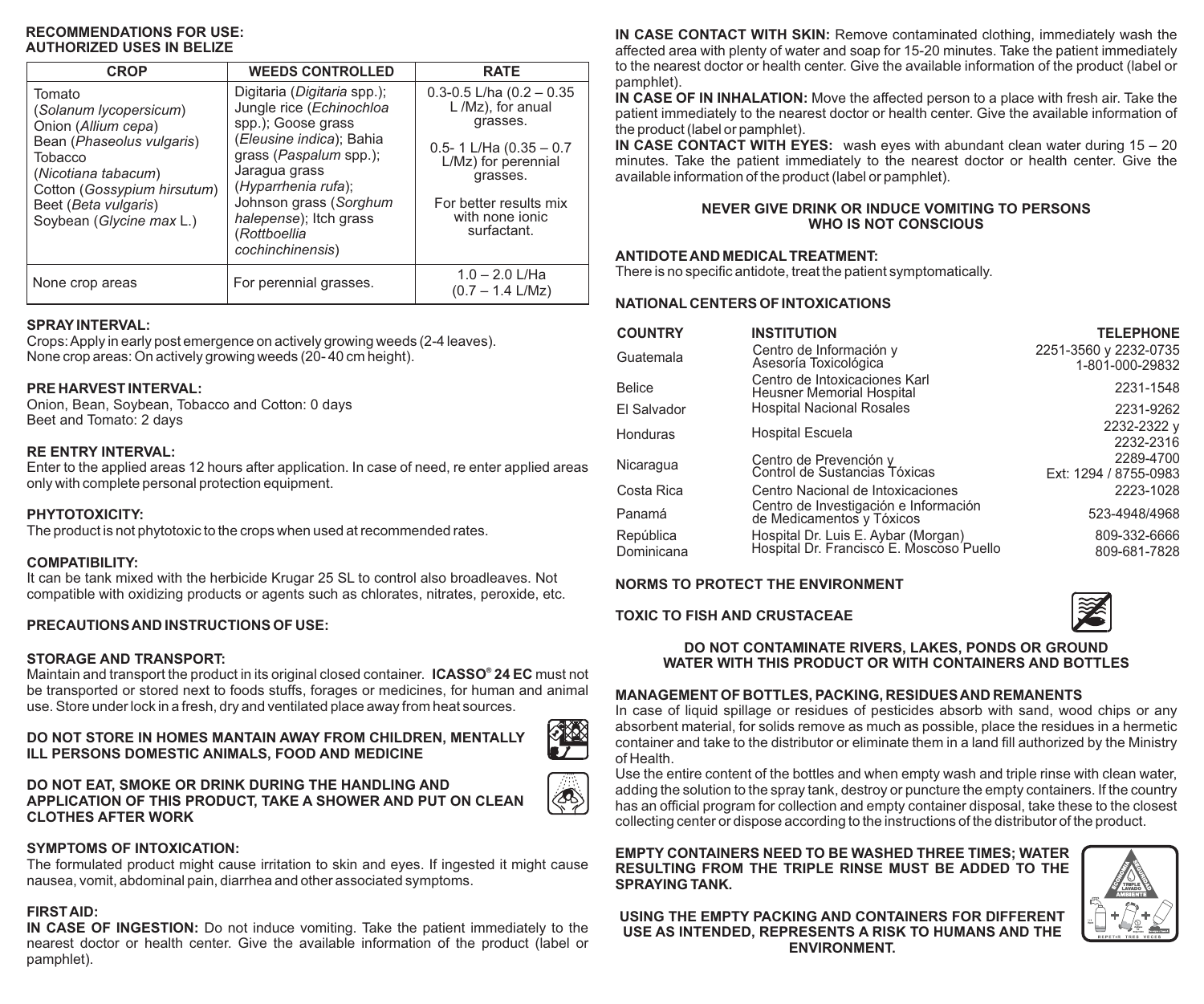**RECOMMENDATIONS FOR USE:**
**AUTHORIZED USES IN BELIZE**

| CROP | WEEDS CONTROLLED | RATE |
|---|---|---|
| Tomato (*Solanum lycopersicum*) Onion (*Allium cepa*) Bean (*Phaseolus vulgaris*) Tobacco (*Nicotiana tabacum*) Cotton (*Gossypium hirsutum*) Beet (*Beta vulgaris*) Soybean (*Glycine max* L.) | Digitaria (*Digitaria* spp.); Jungle rice (*Echinochloa* spp.); Goose grass (*Eleusine indica*); Bahia grass (*Paspalum* spp.); Jaragua grass (*Hyparrhenia rufa*); Johnson grass (*Sorghum halepense*); Itch grass (*Rottboellia cochinchinensis*) | 0.3-0.5 L/ha (0.2 – 0.35 L /Mz), for anual grasses. 0.5- 1 L/Ha (0.35 – 0.7 L/Mz) for perennial grasses. For better results mix with none ionic surfactant. |
| None crop areas | For perennial grasses. | 1.0 – 2.0 L/Ha (0.7 – 1.4 L/Mz) |

**SPRAY INTERVAL:**
Crops: Apply in early post emergence on actively growing weeds (2-4 leaves).
None crop areas: On actively growing weeds (20- 40 cm height).

**PRE HARVEST INTERVAL:**
Onion, Bean, Soybean, Tobacco and Cotton: 0 days
Beet and Tomato: 2 days

**RE ENTRY INTERVAL:**
Enter to the applied areas 12 hours after application. In case of need, re enter applied areas only with complete personal protection equipment.

**PHYTOTOXICITY:**
The product is not phytotoxic to the crops when used at recommended rates.

**COMPATIBILITY:**
It can be tank mixed with the herbicide Krugar 25 SL to control also broadleaves. Not compatible with oxidizing products or agents such as chlorates, nitrates, peroxide, etc.

**PRECAUTIONS AND INSTRUCTIONS OF USE:**

**STORAGE AND TRANSPORT:**
Maintain and transport the product in its original closed container. **ICASSO® 24 EC** must not be transported or stored next to foods stuffs, forages or medicines, for human and animal use. Store under lock in a fresh, dry and ventilated place away from heat sources.

**DO NOT STORE IN HOMES MANTAIN AWAY FROM CHILDREN, MENTALLY ILL PERSONS DOMESTIC ANIMALS, FOOD AND MEDICINE**

**DO NOT EAT, SMOKE OR DRINK DURING THE HANDLING AND APPLICATION OF THIS PRODUCT, TAKE A SHOWER AND PUT ON CLEAN CLOTHES AFTER WORK**

**SYMPTOMS OF INTOXICATION:**
The formulated product might cause irritation to skin and eyes. If ingested it might cause nausea, vomit, abdominal pain, diarrhea and other associated symptoms.

**FIRST AID:**
**IN CASE OF INGESTION:** Do not induce vomiting. Take the patient immediately to the nearest doctor or health center. Give the available information of the product (label or pamphlet).

**IN CASE CONTACT WITH SKIN:** Remove contaminated clothing, immediately wash the affected area with plenty of water and soap for 15-20 minutes. Take the patient immediately to the nearest doctor or health center. Give the available information of the product (label or pamphlet).

**IN CASE OF IN INHALATION:** Move the affected person to a place with fresh air. Take the patient immediately to the nearest doctor or health center. Give the available information of the product (label or pamphlet).

**IN CASE CONTACT WITH EYES:** wash eyes with abundant clean water during 15 – 20 minutes. Take the patient immediately to the nearest doctor or health center. Give the available information of the product (label or pamphlet).

**NEVER GIVE DRINK OR INDUCE VOMITING TO PERSONS WHO IS NOT CONSCIOUS**

**ANTIDOTE AND MEDICAL TREATMENT:**
There is no specific antidote, treat the patient symptomatically.

**NATIONAL CENTERS OF INTOXICATIONS**

| COUNTRY | INSTITUTION | TELEPHONE |
|---|---|---|
| Guatemala | Centro de Información y Asesoría Toxicológica | 2251-3560 y 2232-0735 1-801-000-29832 |
| Belice | Centro de Intoxicaciones Karl Heusner Memorial Hospital | 2231-1548 |
| El Salvador | Hospital Nacional Rosales | 2231-9262 |
| Honduras | Hospital Escuela | 2232-2322 y 2232-2316 |
| Nicaragua | Centro de Prevención y Control de Sustancias Tóxicas | 2289-4700 Ext: 1294 / 8755-0983 |
| Costa Rica | Centro Nacional de Intoxicaciones | 2223-1028 |
| Panamá | Centro de Investigación e Información de Medicamentos y Tóxicos | 523-4948/4968 |
| República Dominicana | Hospital Dr. Luis E. Aybar (Morgan) Hospital Dr. Francisco E. Moscoso Puello | 809-332-6666 809-681-7828 |

**NORMS TO PROTECT THE ENVIRONMENT**

**TOXIC TO FISH AND CRUSTACEAE**

**DO NOT CONTAMINATE RIVERS, LAKES, PONDS OR GROUND WATER WITH THIS PRODUCT OR WITH CONTAINERS AND BOTTLES**

**MANAGEMENT OF BOTTLES, PACKING, RESIDUES AND REMANENTS**
In case of liquid spillage or residues of pesticides absorb with sand, wood chips or any absorbent material, for solids remove as much as possible, place the residues in a hermetic container and take to the distributor or eliminate them in a land fill authorized by the Ministry of Health.
Use the entire content of the bottles and when empty wash and triple rinse with clean water, adding the solution to the spray tank, destroy or puncture the empty containers. If the country has an official program for collection and empty container disposal, take these to the closest collecting center or dispose according to the instructions of the distributor of the product.

**EMPTY CONTAINERS NEED TO BE WASHED THREE TIMES; WATER RESULTING FROM THE TRIPLE RINSE MUST BE ADDED TO THE SPRAYING TANK.**

**USING THE EMPTY PACKING AND CONTAINERS FOR DIFFERENT USE AS INTENDED, REPRESENTS A RISK TO HUMANS AND THE ENVIRONMENT.**